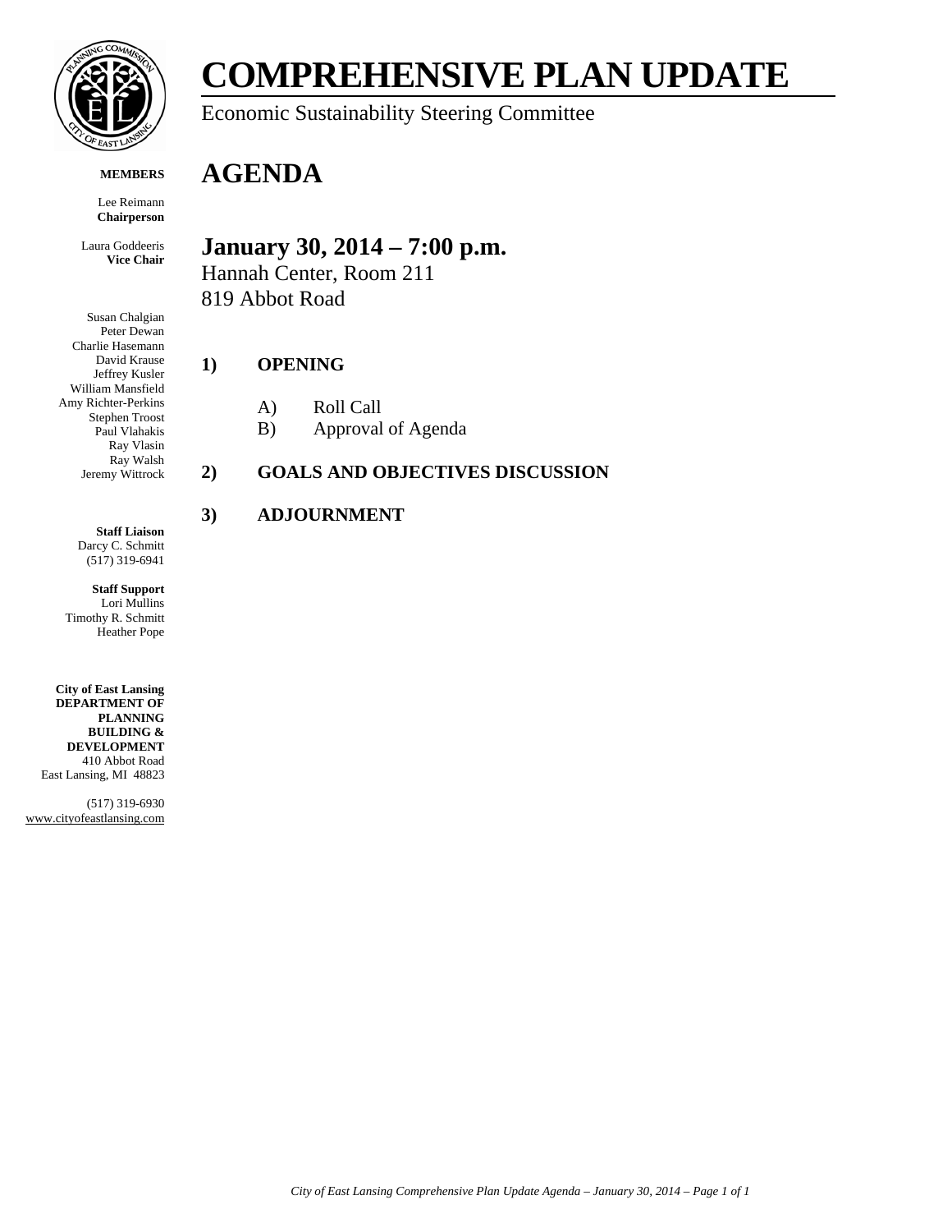# COMPREHENSIVE PLAN UPDATE

Economic Sustainability Steering Committee

**MEMBERS**

Lee Reimann
**Chairperson**

Laura Goddeeris
**Vice Chair**

Susan Chalgian
Peter Dewan
Charlie Hasemann
David Krause
Jeffrey Kusler
William Mansfield
Amy Richter-Perkins
Stephen Troost
Paul Vlahakis
Ray Vlasin
Ray Walsh
Jeremy Wittrock

**Staff Liaison**
Darcy C. Schmitt
(517) 319-6941

**Staff Support**
Lori Mullins
Timothy R. Schmitt
Heather Pope

**City of East Lansing**
**DEPARTMENT OF PLANNING BUILDING & DEVELOPMENT**
410 Abbot Road
East Lansing, MI 48823

(517) 319-6930
www.cityofeastlansing.com

# AGENDA

## January 30, 2014 – 7:00 p.m.

Hannah Center, Room 211
819 Abbot Road

**1) OPENING**

A) Roll Call
B) Approval of Agenda

**2) GOALS AND OBJECTIVES DISCUSSION**

**3) ADJOURNMENT**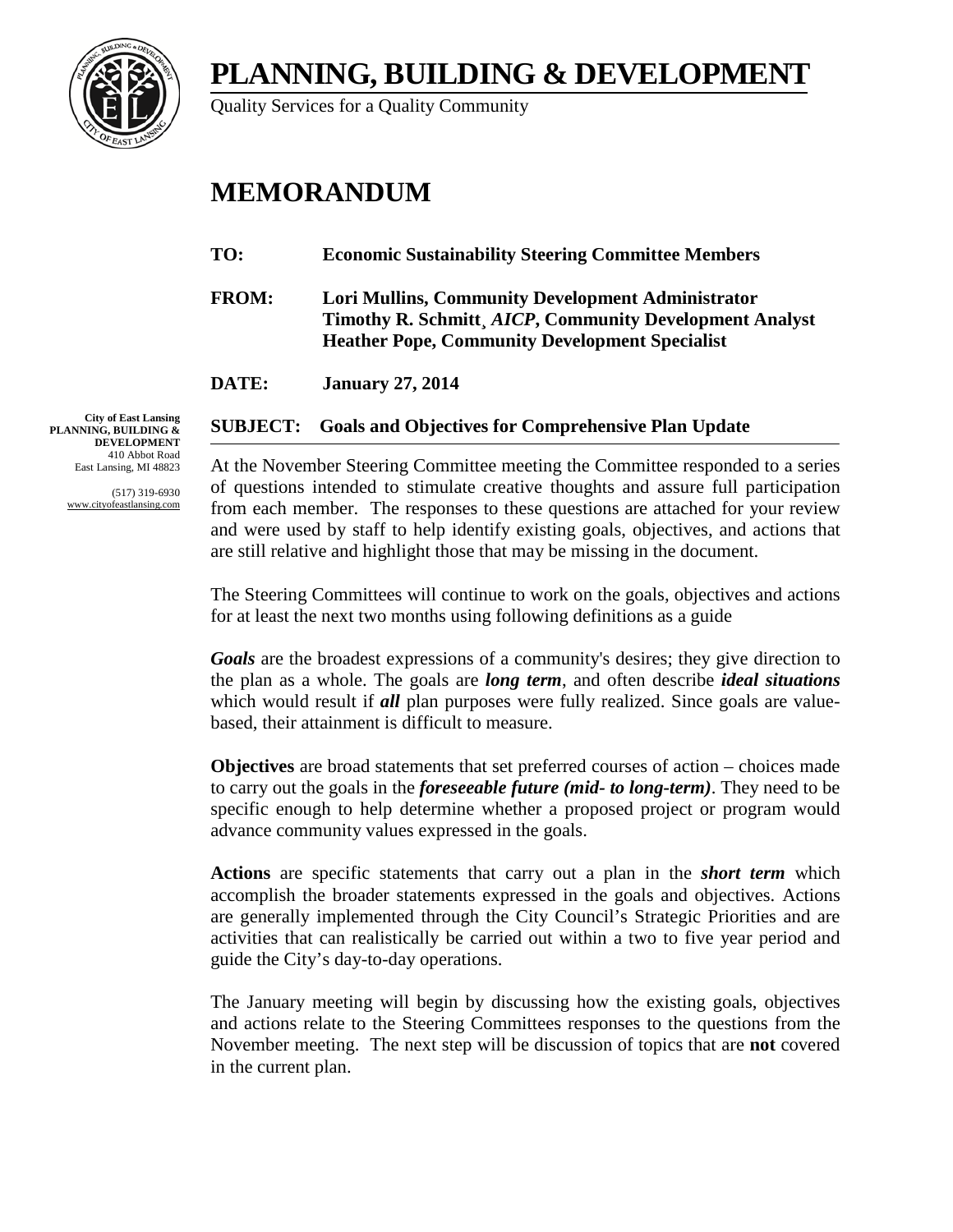# PLANNING, BUILDING & DEVELOPMENT

Quality Services for a Quality Community

## MEMORANDUM

**TO:** **Economic Sustainability Steering Committee Members**

**FROM:** **Lori Mullins, Community Development Administrator**
**Timothy R. Schmitt¸ *AICP*, Community Development Analyst**
**Heather Pope, Community Development Specialist**

**DATE:** **January 27, 2014**

**SUBJECT:** **Goals and Objectives for Comprehensive Plan Update**

**City of East Lansing**
**PLANNING, BUILDING & DEVELOPMENT**
410 Abbot Road
East Lansing, MI 48823

(517) 319-6930
www.cityofeastlansing.com

At the November Steering Committee meeting the Committee responded to a series of questions intended to stimulate creative thoughts and assure full participation from each member. The responses to these questions are attached for your review and were used by staff to help identify existing goals, objectives, and actions that are still relative and highlight those that may be missing in the document.

The Steering Committees will continue to work on the goals, objectives and actions for at least the next two months using following definitions as a guide

***Goals*** are the broadest expressions of a community's desires; they give direction to the plan as a whole. The goals are ***long term***, and often describe ***ideal situations*** which would result if ***all*** plan purposes were fully realized. Since goals are value-based, their attainment is difficult to measure.

**Objectives** are broad statements that set preferred courses of action – choices made to carry out the goals in the ***foreseeable future (mid- to long-term)***. They need to be specific enough to help determine whether a proposed project or program would advance community values expressed in the goals.

**Actions** are specific statements that carry out a plan in the ***short term*** which accomplish the broader statements expressed in the goals and objectives. Actions are generally implemented through the City Council's Strategic Priorities and are activities that can realistically be carried out within a two to five year period and guide the City's day-to-day operations.

The January meeting will begin by discussing how the existing goals, objectives and actions relate to the Steering Committees responses to the questions from the November meeting. The next step will be discussion of topics that are **not** covered in the current plan.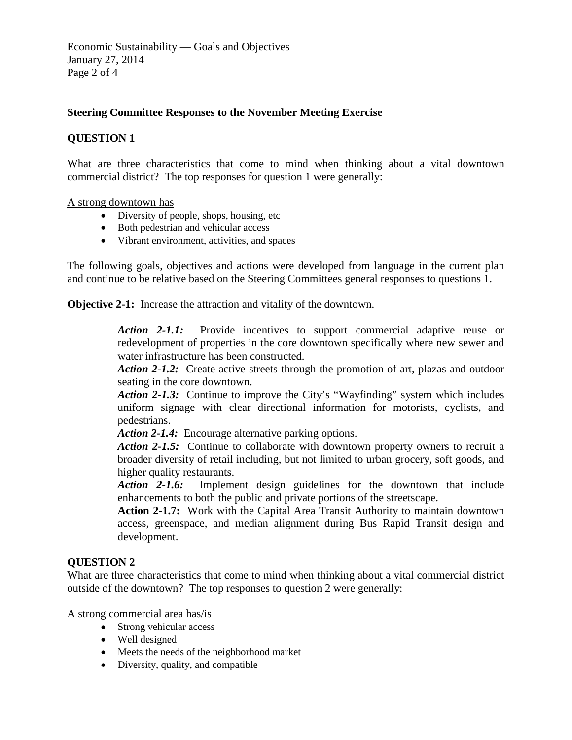**Steering Committee Responses to the November Meeting Exercise**

**QUESTION 1**

What are three characteristics that come to mind when thinking about a vital downtown commercial district? The top responses for question 1 were generally:

A strong downtown has

- Diversity of people, shops, housing, etc
- Both pedestrian and vehicular access
- Vibrant environment, activities, and spaces

The following goals, objectives and actions were developed from language in the current plan and continue to be relative based on the Steering Committees general responses to questions 1.

**Objective 2-1:** Increase the attraction and vitality of the downtown.

> ***Action 2-1.1:*** Provide incentives to support commercial adaptive reuse or redevelopment of properties in the core downtown specifically where new sewer and water infrastructure has been constructed.
> ***Action 2-1.2:*** Create active streets through the promotion of art, plazas and outdoor seating in the core downtown.
> ***Action 2-1.3:*** Continue to improve the City's "Wayfinding" system which includes uniform signage with clear directional information for motorists, cyclists, and pedestrians.
> ***Action 2-1.4:*** Encourage alternative parking options.
> ***Action 2-1.5:*** Continue to collaborate with downtown property owners to recruit a broader diversity of retail including, but not limited to urban grocery, soft goods, and higher quality restaurants.
> ***Action 2-1.6:*** Implement design guidelines for the downtown that include enhancements to both the public and private portions of the streetscape.
> **Action 2-1.7:** Work with the Capital Area Transit Authority to maintain downtown access, greenspace, and median alignment during Bus Rapid Transit design and development.

**QUESTION 2**

What are three characteristics that come to mind when thinking about a vital commercial district outside of the downtown? The top responses to question 2 were generally:

A strong commercial area has/is

- Strong vehicular access
- Well designed
- Meets the needs of the neighborhood market
- Diversity, quality, and compatible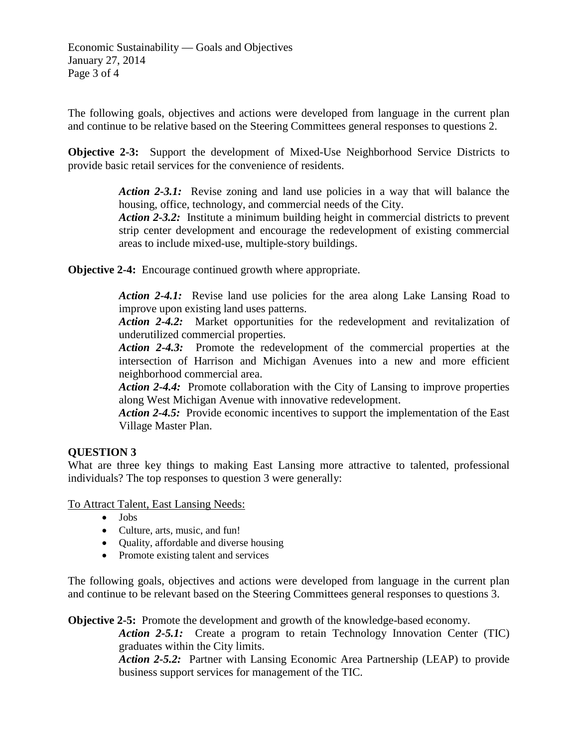The following goals, objectives and actions were developed from language in the current plan and continue to be relative based on the Steering Committees general responses to questions 2.

**Objective 2-3:** Support the development of Mixed-Use Neighborhood Service Districts to provide basic retail services for the convenience of residents.

> ***Action 2-3.1:*** Revise zoning and land use policies in a way that will balance the housing, office, technology, and commercial needs of the City.
> ***Action 2-3.2:*** Institute a minimum building height in commercial districts to prevent strip center development and encourage the redevelopment of existing commercial areas to include mixed-use, multiple-story buildings.

**Objective 2-4:** Encourage continued growth where appropriate.

> ***Action 2-4.1:*** Revise land use policies for the area along Lake Lansing Road to improve upon existing land uses patterns.
> ***Action 2-4.2:*** Market opportunities for the redevelopment and revitalization of underutilized commercial properties.
> ***Action 2-4.3:*** Promote the redevelopment of the commercial properties at the intersection of Harrison and Michigan Avenues into a new and more efficient neighborhood commercial area.
> ***Action 2-4.4:*** Promote collaboration with the City of Lansing to improve properties along West Michigan Avenue with innovative redevelopment.
> ***Action 2-4.5:*** Provide economic incentives to support the implementation of the East Village Master Plan.

**QUESTION 3**

What are three key things to making East Lansing more attractive to talented, professional individuals? The top responses to question 3 were generally:

<u>To Attract Talent, East Lansing Needs:</u>

- Jobs
- Culture, arts, music, and fun!
- Quality, affordable and diverse housing
- Promote existing talent and services

The following goals, objectives and actions were developed from language in the current plan and continue to be relevant based on the Steering Committees general responses to questions 3.

**Objective 2-5:** Promote the development and growth of the knowledge-based economy.

> ***Action 2-5.1:*** Create a program to retain Technology Innovation Center (TIC) graduates within the City limits.
> ***Action 2-5.2:*** Partner with Lansing Economic Area Partnership (LEAP) to provide business support services for management of the TIC.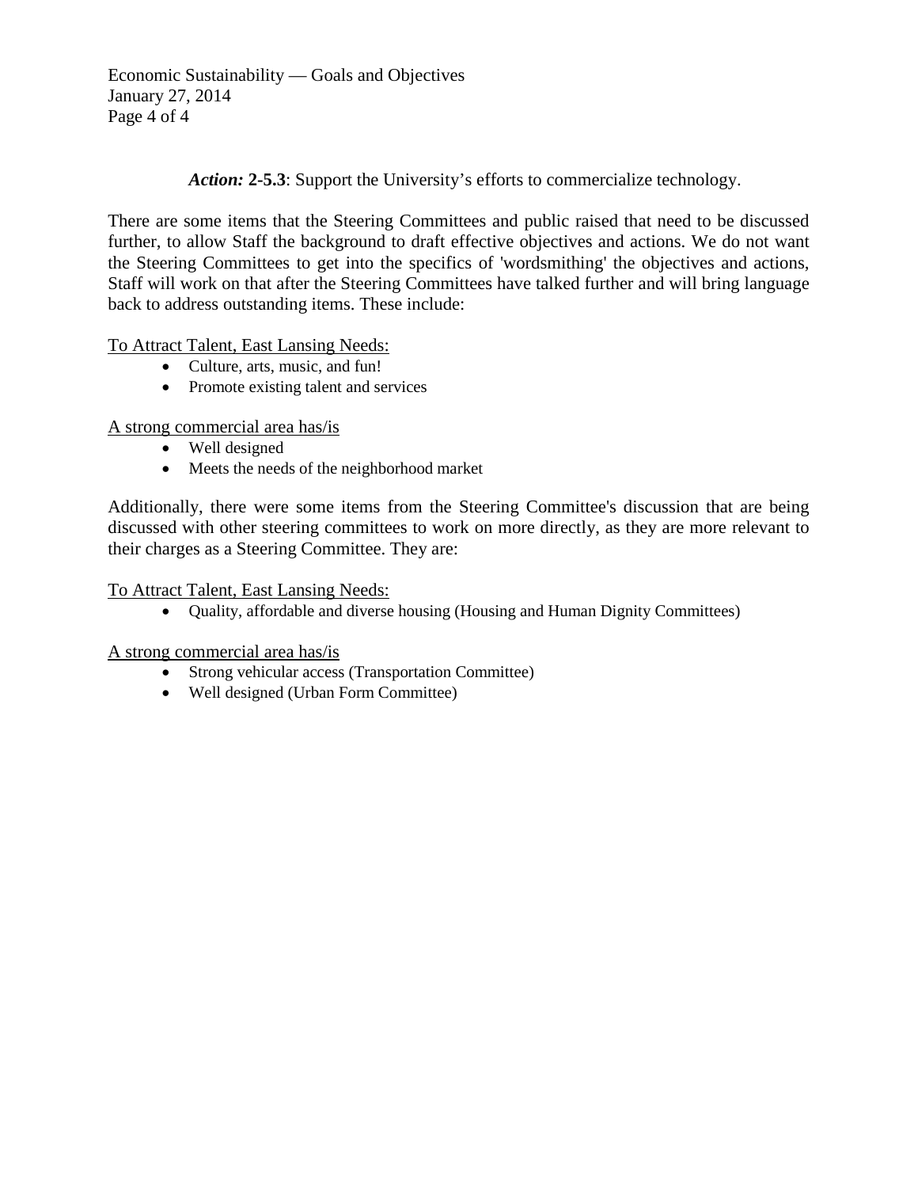*Action:* **2-5.3**: Support the University's efforts to commercialize technology.

There are some items that the Steering Committees and public raised that need to be discussed further, to allow Staff the background to draft effective objectives and actions. We do not want the Steering Committees to get into the specifics of 'wordsmithing' the objectives and actions, Staff will work on that after the Steering Committees have talked further and will bring language back to address outstanding items. These include:

<u>To Attract Talent, East Lansing Needs:</u>

- Culture, arts, music, and fun!
- Promote existing talent and services

<u>A strong commercial area has/is</u>

- Well designed
- Meets the needs of the neighborhood market

Additionally, there were some items from the Steering Committee's discussion that are being discussed with other steering committees to work on more directly, as they are more relevant to their charges as a Steering Committee. They are:

<u>To Attract Talent, East Lansing Needs:</u>

- Quality, affordable and diverse housing (Housing and Human Dignity Committees)

<u>A strong commercial area has/is</u>

- Strong vehicular access (Transportation Committee)
- Well designed (Urban Form Committee)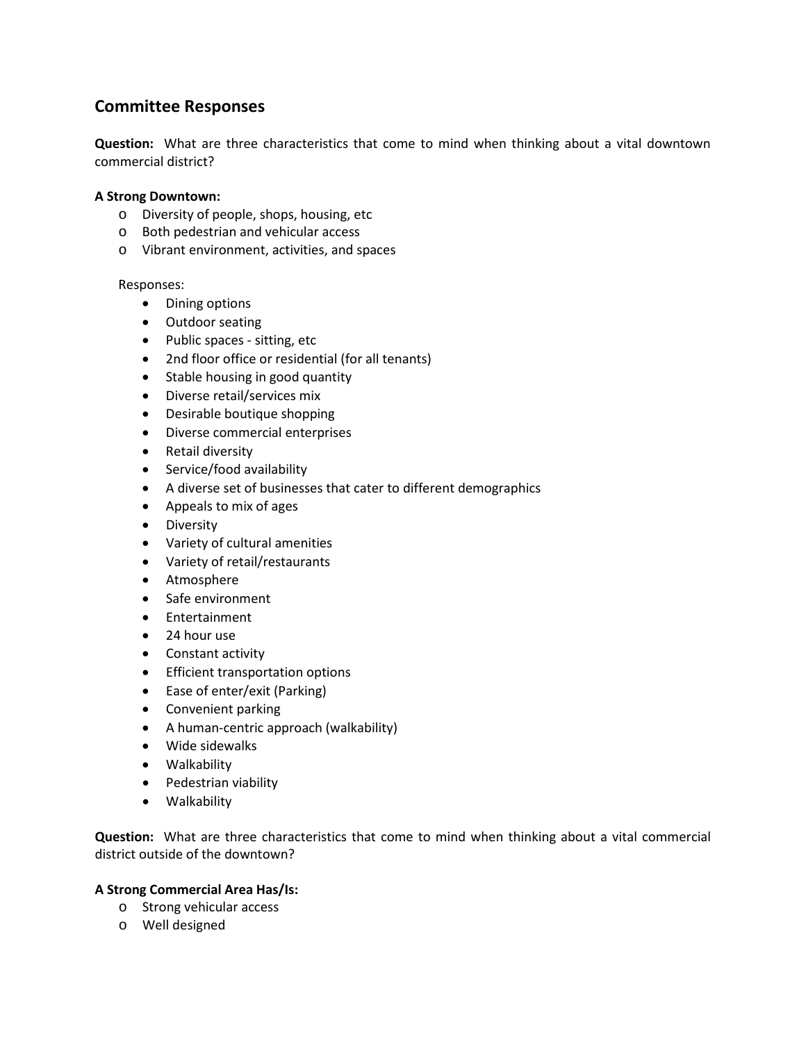## Committee Responses

**Question:** What are three characteristics that come to mind when thinking about a vital downtown commercial district?

**A Strong Downtown:**

- Diversity of people, shops, housing, etc
- Both pedestrian and vehicular access
- Vibrant environment, activities, and spaces

Responses:

- Dining options
- Outdoor seating
- Public spaces - sitting, etc
- 2nd floor office or residential (for all tenants)
- Stable housing in good quantity
- Diverse retail/services mix
- Desirable boutique shopping
- Diverse commercial enterprises
- Retail diversity
- Service/food availability
- A diverse set of businesses that cater to different demographics
- Appeals to mix of ages
- Diversity
- Variety of cultural amenities
- Variety of retail/restaurants
- Atmosphere
- Safe environment
- Entertainment
- 24 hour use
- Constant activity
- Efficient transportation options
- Ease of enter/exit (Parking)
- Convenient parking
- A human-centric approach (walkability)
- Wide sidewalks
- Walkability
- Pedestrian viability
- Walkability

**Question:** What are three characteristics that come to mind when thinking about a vital commercial district outside of the downtown?

**A Strong Commercial Area Has/Is:**

- Strong vehicular access
- Well designed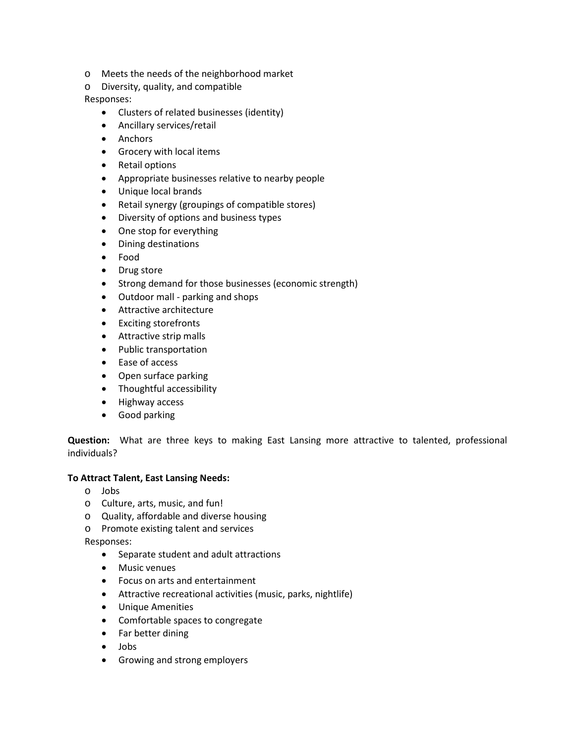- Meets the needs of the neighborhood market
- Diversity, quality, and compatible

Responses:

- Clusters of related businesses (identity)
- Ancillary services/retail
- Anchors
- Grocery with local items
- Retail options
- Appropriate businesses relative to nearby people
- Unique local brands
- Retail synergy (groupings of compatible stores)
- Diversity of options and business types
- One stop for everything
- Dining destinations
- Food
- Drug store
- Strong demand for those businesses (economic strength)
- Outdoor mall - parking and shops
- Attractive architecture
- Exciting storefronts
- Attractive strip malls
- Public transportation
- Ease of access
- Open surface parking
- Thoughtful accessibility
- Highway access
- Good parking

**Question:** What are three keys to making East Lansing more attractive to talented, professional individuals?

**To Attract Talent, East Lansing Needs:**

- Jobs
- Culture, arts, music, and fun!
- Quality, affordable and diverse housing
- Promote existing talent and services

Responses:

- Separate student and adult attractions
- Music venues
- Focus on arts and entertainment
- Attractive recreational activities (music, parks, nightlife)
- Unique Amenities
- Comfortable spaces to congregate
- Far better dining
- Jobs
- Growing and strong employers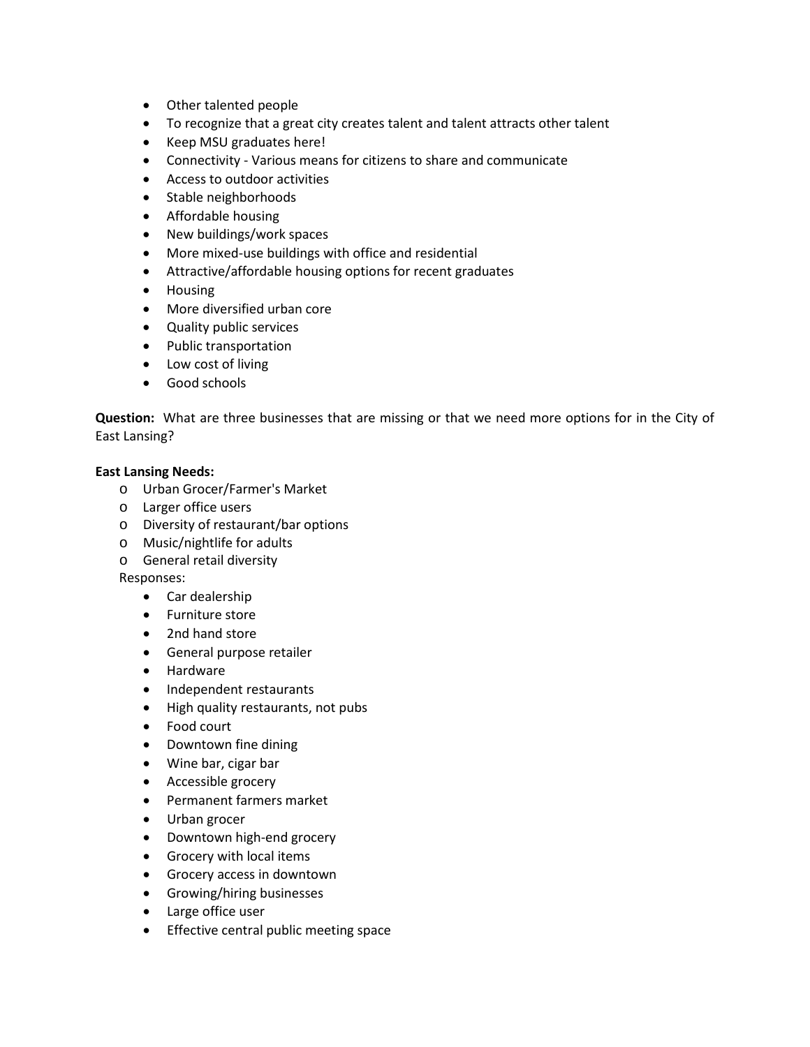- Other talented people
- To recognize that a great city creates talent and talent attracts other talent
- Keep MSU graduates here!
- Connectivity - Various means for citizens to share and communicate
- Access to outdoor activities
- Stable neighborhoods
- Affordable housing
- New buildings/work spaces
- More mixed-use buildings with office and residential
- Attractive/affordable housing options for recent graduates
- Housing
- More diversified urban core
- Quality public services
- Public transportation
- Low cost of living
- Good schools

**Question:** What are three businesses that are missing or that we need more options for in the City of East Lansing?

**East Lansing Needs:**

- Urban Grocer/Farmer's Market
- Larger office users
- Diversity of restaurant/bar options
- Music/nightlife for adults
- General retail diversity

Responses:

- Car dealership
- Furniture store
- 2nd hand store
- General purpose retailer
- Hardware
- Independent restaurants
- High quality restaurants, not pubs
- Food court
- Downtown fine dining
- Wine bar, cigar bar
- Accessible grocery
- Permanent farmers market
- Urban grocer
- Downtown high-end grocery
- Grocery with local items
- Grocery access in downtown
- Growing/hiring businesses
- Large office user
- Effective central public meeting space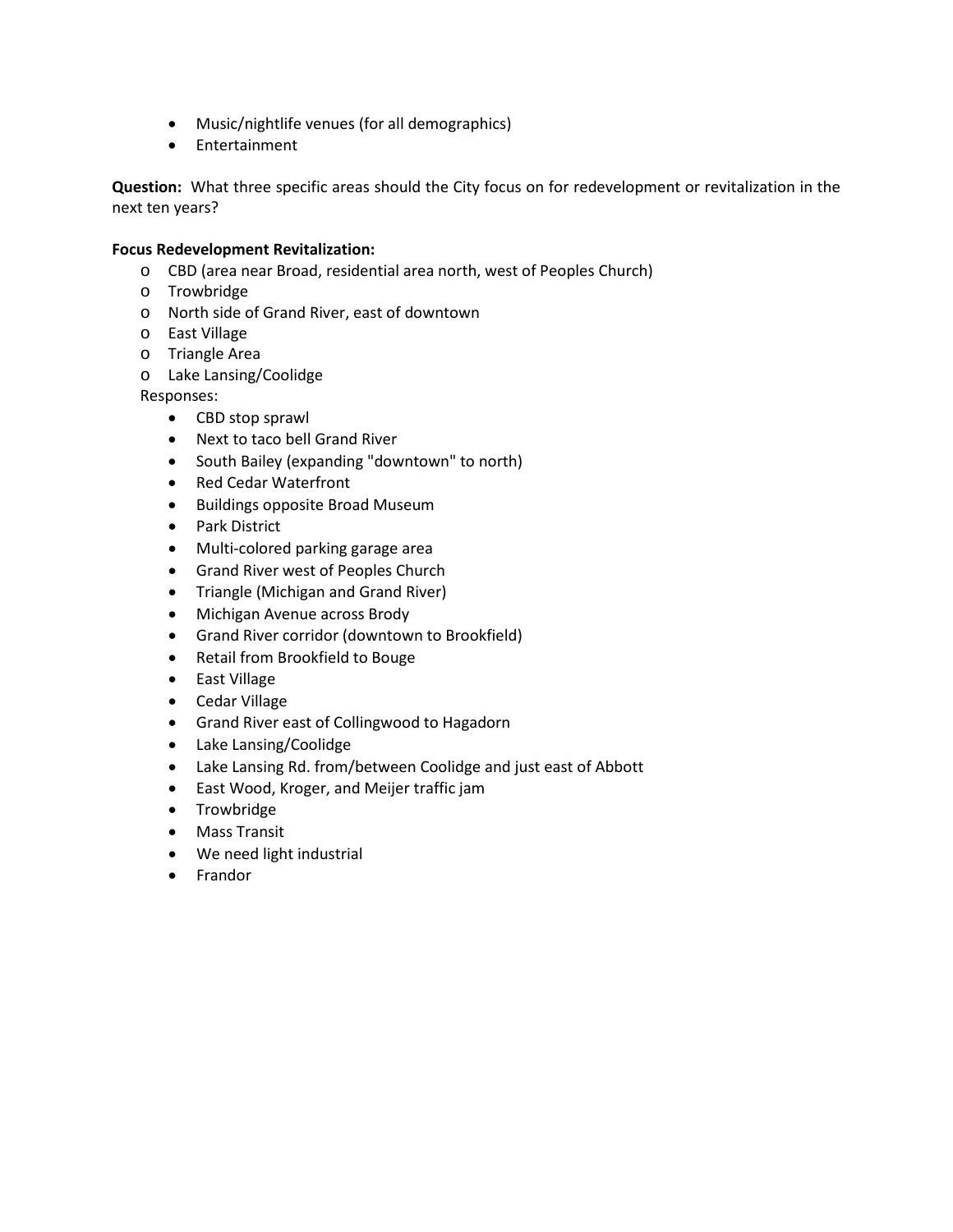- Music/nightlife venues (for all demographics)
- Entertainment

**Question:** What three specific areas should the City focus on for redevelopment or revitalization in the next ten years?

**Focus Redevelopment Revitalization:**

- CBD (area near Broad, residential area north, west of Peoples Church)
- Trowbridge
- North side of Grand River, east of downtown
- East Village
- Triangle Area
- Lake Lansing/Coolidge

Responses:

- CBD stop sprawl
- Next to taco bell Grand River
- South Bailey (expanding "downtown" to north)
- Red Cedar Waterfront
- Buildings opposite Broad Museum
- Park District
- Multi-colored parking garage area
- Grand River west of Peoples Church
- Triangle (Michigan and Grand River)
- Michigan Avenue across Brody
- Grand River corridor (downtown to Brookfield)
- Retail from Brookfield to Bouge
- East Village
- Cedar Village
- Grand River east of Collingwood to Hagadorn
- Lake Lansing/Coolidge
- Lake Lansing Rd. from/between Coolidge and just east of Abbott
- East Wood, Kroger, and Meijer traffic jam
- Trowbridge
- Mass Transit
- We need light industrial
- Frandor